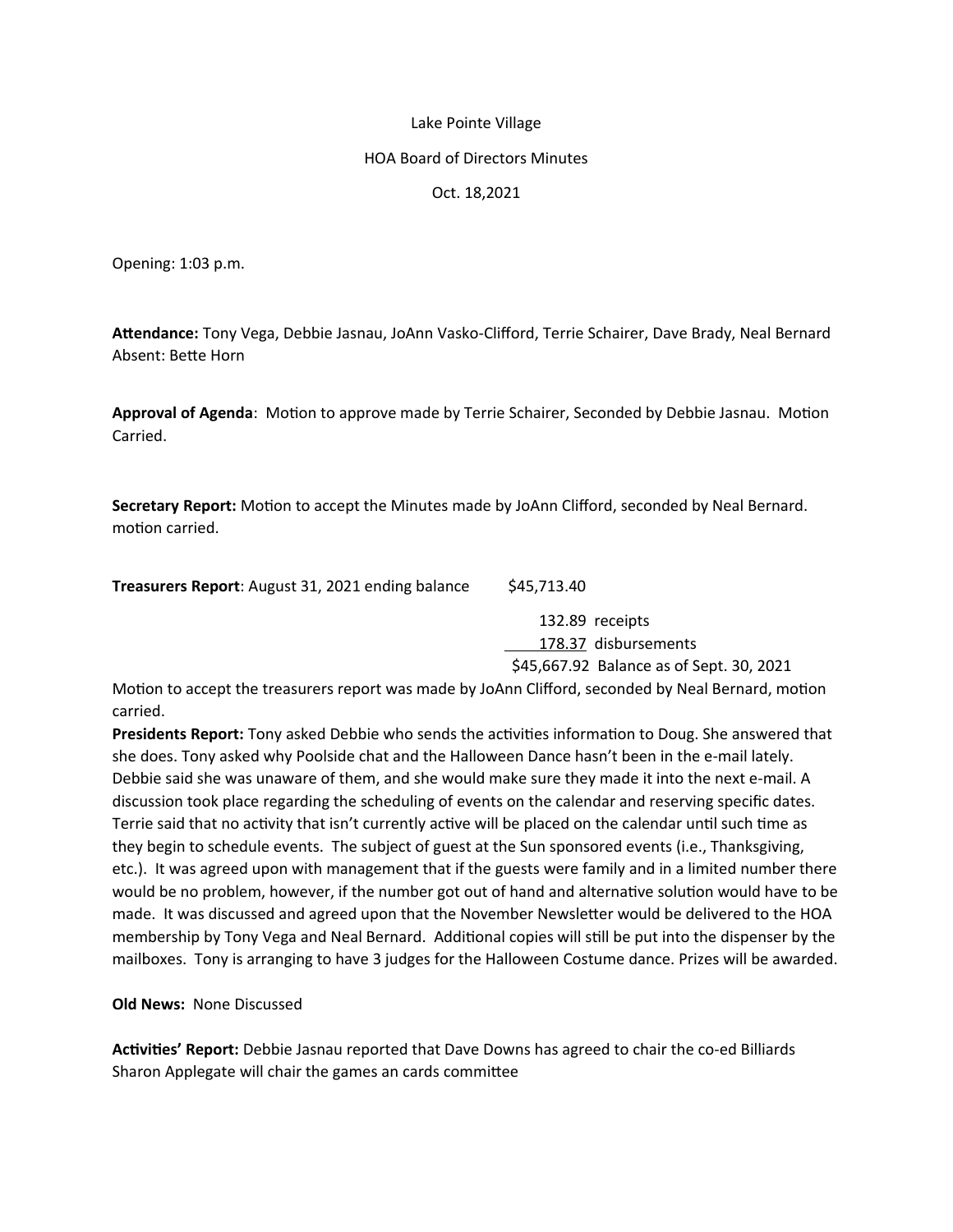Lake Pointe Village

HOA Board of Directors Minutes

Oct. 18,2021

Opening: 1:03 p.m.

**Attendance:** Tony Vega, Debbie Jasnau, JoAnn Vasko-Clifford, Terrie Schairer, Dave Brady, Neal Bernard
Absent: Bette Horn

**Approval of Agenda**: Motion to approve made by Terrie Schairer, Seconded by Debbie Jasnau. Motion Carried.

**Secretary Report:** Motion to accept the Minutes made by JoAnn Clifford, seconded by Neal Bernard. motion carried.

| **Treasurers Report**: August 31, 2021 ending balance | $45,713.40 |
|---|---|
| | 132.89 receipts |
| | 178.37 disbursements |
| | $45,667.92 Balance as of Sept. 30, 2021 |

Motion to accept the treasurers report was made by JoAnn Clifford, seconded by Neal Bernard, motion carried.

**Presidents Report:** Tony asked Debbie who sends the activities information to Doug. She answered that she does. Tony asked why Poolside chat and the Halloween Dance hasn't been in the e-mail lately. Debbie said she was unaware of them, and she would make sure they made it into the next e-mail. A discussion took place regarding the scheduling of events on the calendar and reserving specific dates. Terrie said that no activity that isn't currently active will be placed on the calendar until such time as they begin to schedule events. The subject of guest at the Sun sponsored events (i.e., Thanksgiving, etc.). It was agreed upon with management that if the guests were family and in a limited number there would be no problem, however, if the number got out of hand and alternative solution would have to be made. It was discussed and agreed upon that the November Newsletter would be delivered to the HOA membership by Tony Vega and Neal Bernard. Additional copies will still be put into the dispenser by the mailboxes. Tony is arranging to have 3 judges for the Halloween Costume dance. Prizes will be awarded.

**Old News:** None Discussed

**Activities' Report:** Debbie Jasnau reported that Dave Downs has agreed to chair the co-ed Billiards Sharon Applegate will chair the games an cards committee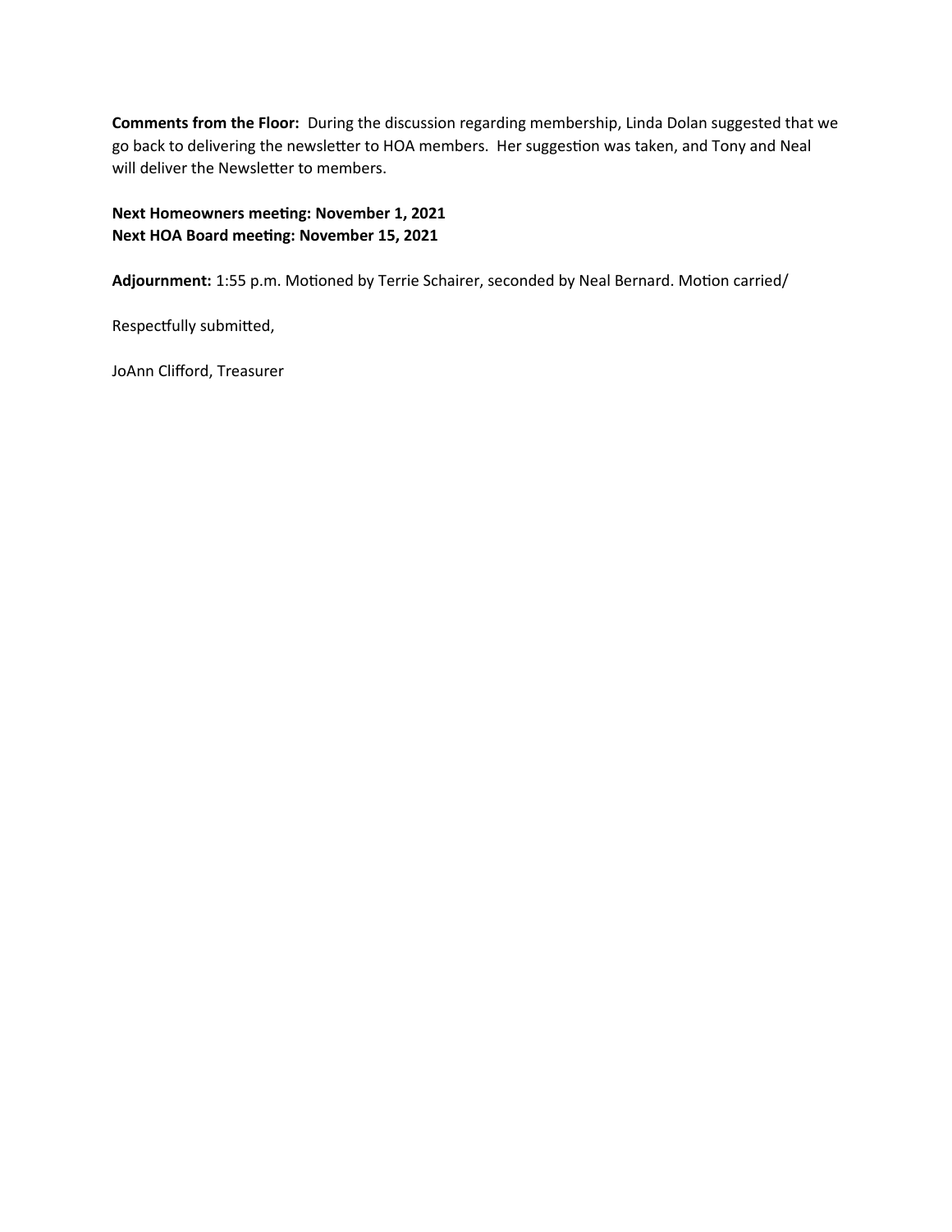**Comments from the Floor:** During the discussion regarding membership, Linda Dolan suggested that we go back to delivering the newsletter to HOA members. Her suggestion was taken, and Tony and Neal will deliver the Newsletter to members.

**Next Homeowners meeting: November 1, 2021**
**Next HOA Board meeting: November 15, 2021**

**Adjournment:** 1:55 p.m. Motioned by Terrie Schairer, seconded by Neal Bernard. Motion carried/

Respectfully submitted,

JoAnn Clifford, Treasurer